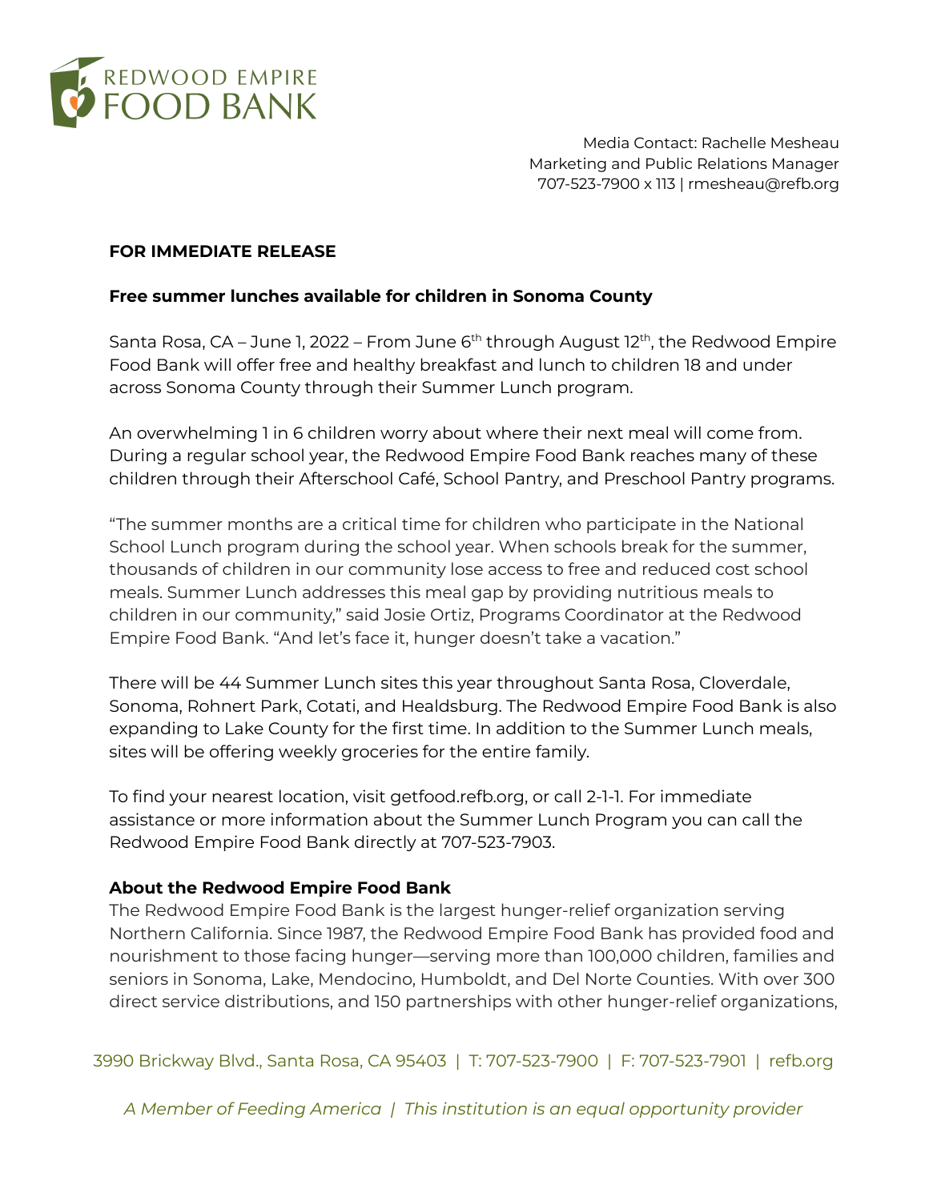REDWOOD EMPIRE FOOD BANK

Media Contact: Rachelle Mesheau
Marketing and Public Relations Manager
707-523-7900 x 113 | rmesheau@refb.org

**FOR IMMEDIATE RELEASE**

**Free summer lunches available for children in Sonoma County**

Santa Rosa, CA – June 1, 2022 – From June 6th through August 12th, the Redwood Empire Food Bank will offer free and healthy breakfast and lunch to children 18 and under across Sonoma County through their Summer Lunch program.

An overwhelming 1 in 6 children worry about where their next meal will come from. During a regular school year, the Redwood Empire Food Bank reaches many of these children through their Afterschool Café, School Pantry, and Preschool Pantry programs.

"The summer months are a critical time for children who participate in the National School Lunch program during the school year. When schools break for the summer, thousands of children in our community lose access to free and reduced cost school meals. Summer Lunch addresses this meal gap by providing nutritious meals to children in our community," said Josie Ortiz, Programs Coordinator at the Redwood Empire Food Bank. "And let's face it, hunger doesn't take a vacation."

There will be 44 Summer Lunch sites this year throughout Santa Rosa, Cloverdale, Sonoma, Rohnert Park, Cotati, and Healdsburg. The Redwood Empire Food Bank is also expanding to Lake County for the first time. In addition to the Summer Lunch meals, sites will be offering weekly groceries for the entire family.

To find your nearest location, visit getfood.refb.org, or call 2-1-1. For immediate assistance or more information about the Summer Lunch Program you can call the Redwood Empire Food Bank directly at 707-523-7903.

**About the Redwood Empire Food Bank**

The Redwood Empire Food Bank is the largest hunger-relief organization serving Northern California. Since 1987, the Redwood Empire Food Bank has provided food and nourishment to those facing hunger—serving more than 100,000 children, families and seniors in Sonoma, Lake, Mendocino, Humboldt, and Del Norte Counties. With over 300 direct service distributions, and 150 partnerships with other hunger-relief organizations,

3990 Brickway Blvd., Santa Rosa, CA 95403 | T: 707-523-7900 | F: 707-523-7901 | refb.org

*A Member of Feeding America | This institution is an equal opportunity provider*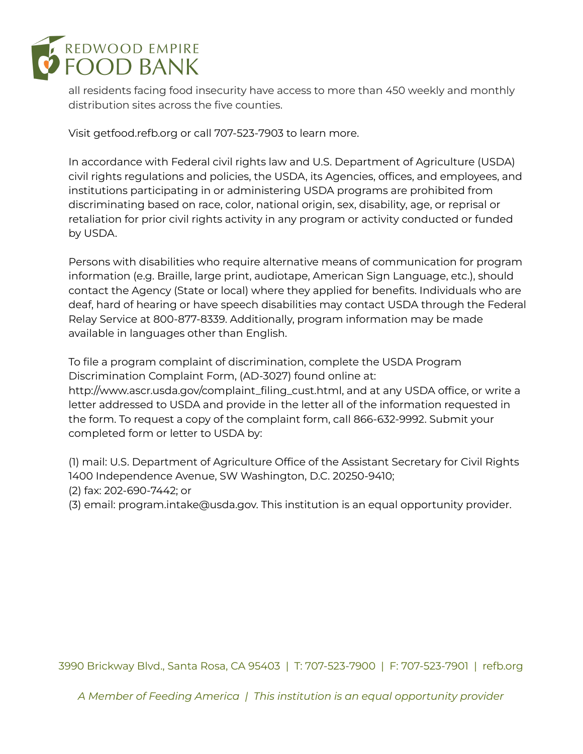all residents facing food insecurity have access to more than 450 weekly and monthly distribution sites across the five counties.

Visit getfood.refb.org or call 707-523-7903 to learn more.

In accordance with Federal civil rights law and U.S. Department of Agriculture (USDA) civil rights regulations and policies, the USDA, its Agencies, offices, and employees, and institutions participating in or administering USDA programs are prohibited from discriminating based on race, color, national origin, sex, disability, age, or reprisal or retaliation for prior civil rights activity in any program or activity conducted or funded by USDA.

Persons with disabilities who require alternative means of communication for program information (e.g. Braille, large print, audiotape, American Sign Language, etc.), should contact the Agency (State or local) where they applied for benefits. Individuals who are deaf, hard of hearing or have speech disabilities may contact USDA through the Federal Relay Service at 800-877-8339. Additionally, program information may be made available in languages other than English.

To file a program complaint of discrimination, complete the USDA Program Discrimination Complaint Form, (AD-3027) found online at: http://www.ascr.usda.gov/complaint_filing_cust.html, and at any USDA office, or write a letter addressed to USDA and provide in the letter all of the information requested in the form. To request a copy of the complaint form, call 866-632-9992. Submit your completed form or letter to USDA by:

(1) mail: U.S. Department of Agriculture Office of the Assistant Secretary for Civil Rights 1400 Independence Avenue, SW Washington, D.C. 20250-9410;
(2) fax: 202-690-7442; or
(3) email: program.intake@usda.gov. This institution is an equal opportunity provider.